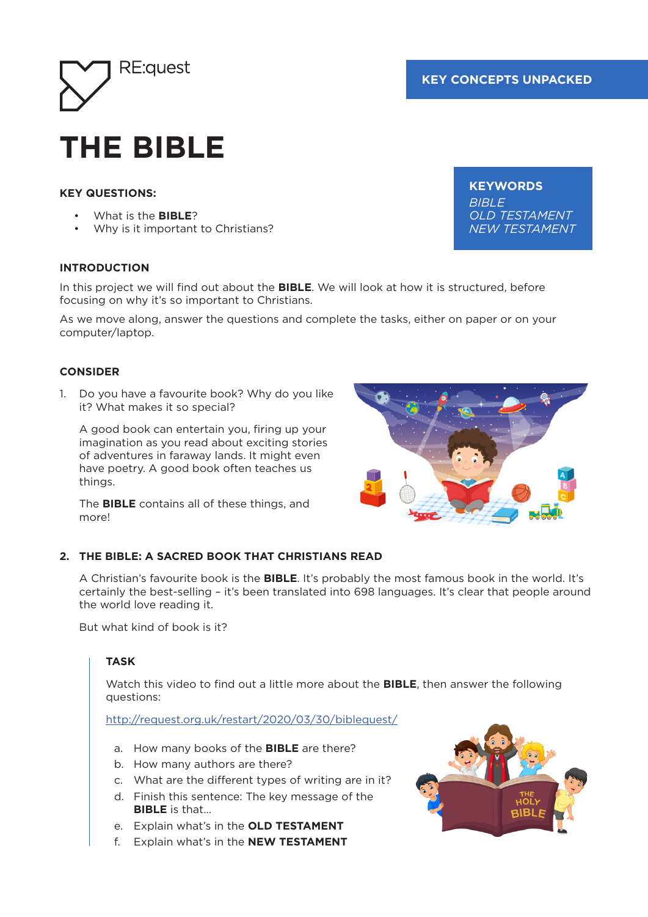RE:quest

KEY CONCEPTS UNPACKED

# THE BIBLE

**KEY QUESTIONS:**

- What is the **BIBLE**?
- Why is it important to Christians?

**KEYWORDS**
*BIBLE*
*OLD TESTAMENT*
*NEW TESTAMENT*

## INTRODUCTION

In this project we will find out about the **BIBLE**. We will look at how it is structured, before focusing on why it's so important to Christians.

As we move along, answer the questions and complete the tasks, either on paper or on your computer/laptop.

## CONSIDER

1. Do you have a favourite book? Why do you like it? What makes it so special?

   A good book can entertain you, firing up your imagination as you read about exciting stories of adventures in faraway lands. It might even have poetry. A good book often teaches us things.

   The **BIBLE** contains all of these things, and more!

## 2. THE BIBLE: A SACRED BOOK THAT CHRISTIANS READ

A Christian's favourite book is the **BIBLE**. It's probably the most famous book in the world. It's certainly the best-selling – it's been translated into 698 languages. It's clear that people around the world love reading it.

But what kind of book is it?

### TASK

Watch this video to find out a little more about the **BIBLE**, then answer the following questions:

http://request.org.uk/restart/2020/03/30/biblequest/

a. How many books of the **BIBLE** are there?
b. How many authors are there?
c. What are the different types of writing are in it?
d. Finish this sentence: The key message of the **BIBLE** is that...
e. Explain what's in the **OLD TESTAMENT**
f. Explain what's in the **NEW TESTAMENT**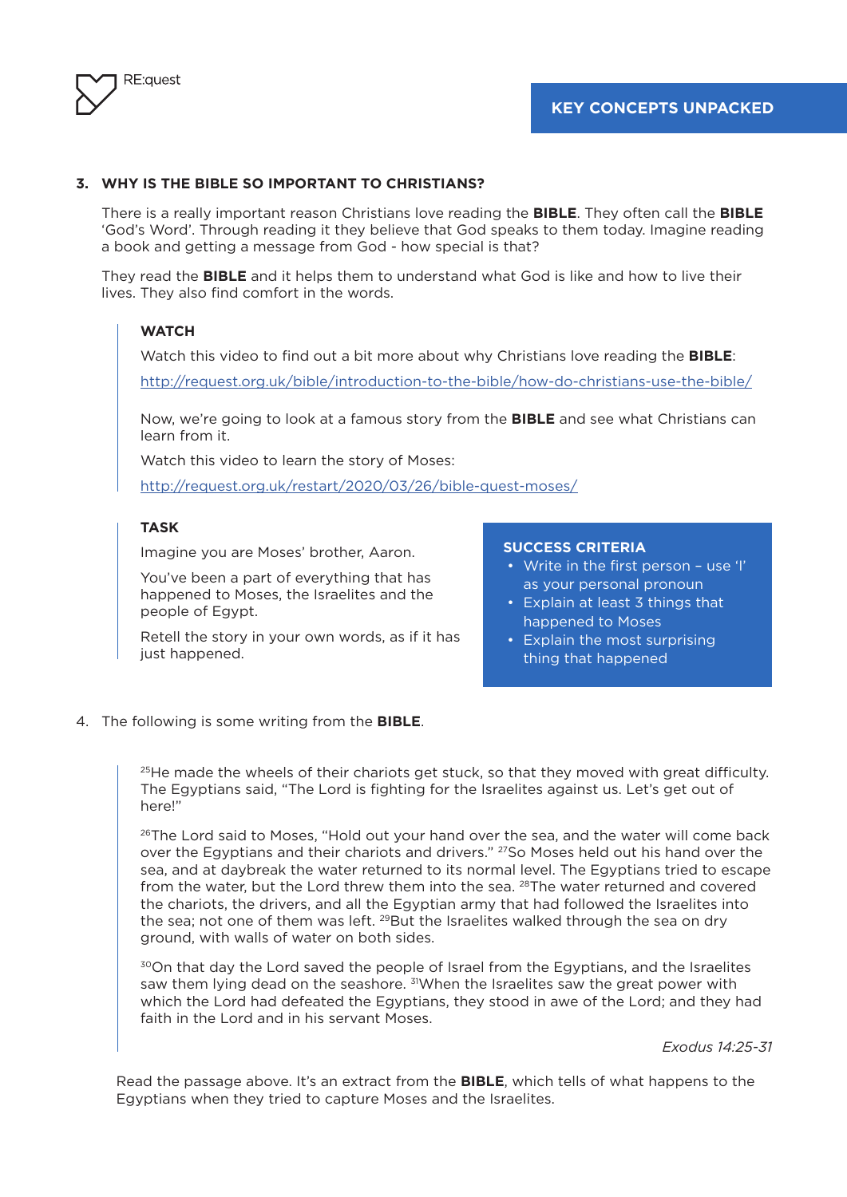### 3. WHY IS THE BIBLE SO IMPORTANT TO CHRISTIANS?

There is a really important reason Christians love reading the **BIBLE**. They often call the **BIBLE** 'God's Word'. Through reading it they believe that God speaks to them today. Imagine reading a book and getting a message from God - how special is that?

They read the **BIBLE** and it helps them to understand what God is like and how to live their lives. They also find comfort in the words.

**WATCH**

Watch this video to find out a bit more about why Christians love reading the **BIBLE**:

http://request.org.uk/bible/introduction-to-the-bible/how-do-christians-use-the-bible/

Now, we're going to look at a famous story from the **BIBLE** and see what Christians can learn from it.

Watch this video to learn the story of Moses:

http://request.org.uk/restart/2020/03/26/bible-quest-moses/

**TASK**

Imagine you are Moses' brother, Aaron.

You've been a part of everything that has happened to Moses, the Israelites and the people of Egypt.

Retell the story in your own words, as if it has just happened.

**SUCCESS CRITERIA**

- Write in the first person – use 'I' as your personal pronoun
- Explain at least 3 things that happened to Moses
- Explain the most surprising thing that happened

4. The following is some writing from the **BIBLE**.

> [25]He made the wheels of their chariots get stuck, so that they moved with great difficulty. The Egyptians said, "The Lord is fighting for the Israelites against us. Let's get out of here!"
>
> [26]The Lord said to Moses, "Hold out your hand over the sea, and the water will come back over the Egyptians and their chariots and drivers." [27]So Moses held out his hand over the sea, and at daybreak the water returned to its normal level. The Egyptians tried to escape from the water, but the Lord threw them into the sea. [28]The water returned and covered the chariots, the drivers, and all the Egyptian army that had followed the Israelites into the sea; not one of them was left. [29]But the Israelites walked through the sea on dry ground, with walls of water on both sides.
>
> [30]On that day the Lord saved the people of Israel from the Egyptians, and the Israelites saw them lying dead on the seashore. [31]When the Israelites saw the great power with which the Lord had defeated the Egyptians, they stood in awe of the Lord; and they had faith in the Lord and in his servant Moses.
>
> *Exodus 14:25-31*

Read the passage above. It's an extract from the **BIBLE**, which tells of what happens to the Egyptians when they tried to capture Moses and the Israelites.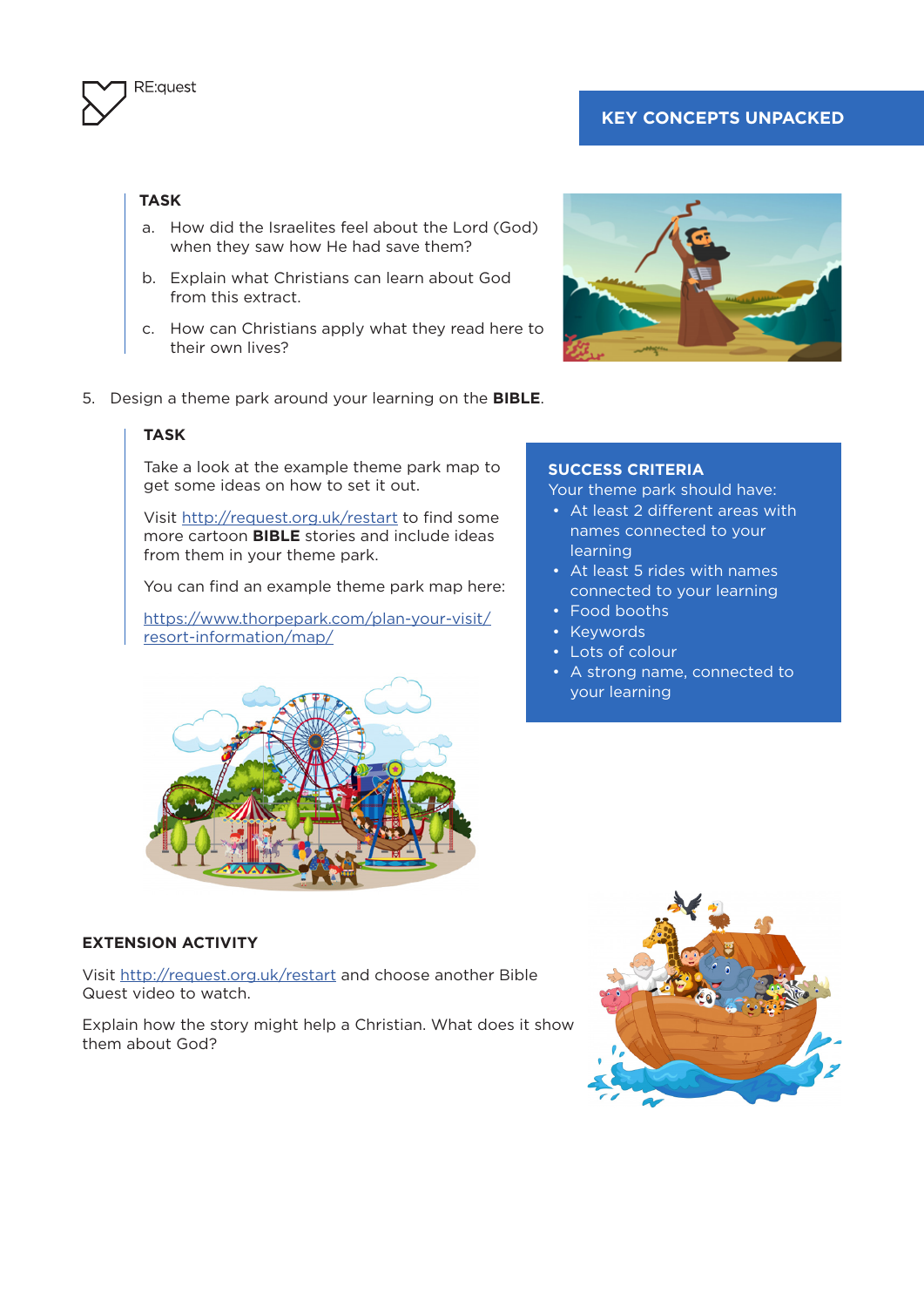**TASK**

a. How did the Israelites feel about the Lord (God) when they saw how He had save them?

b. Explain what Christians can learn about God from this extract.

c. How can Christians apply what they read here to their own lives?

5. Design a theme park around your learning on the **BIBLE**.

**TASK**

Take a look at the example theme park map to get some ideas on how to set it out.

Visit http://request.org.uk/restart to find some more cartoon **BIBLE** stories and include ideas from them in your theme park.

You can find an example theme park map here:

https://www.thorpepark.com/plan-your-visit/resort-information/map/

**SUCCESS CRITERIA**

Your theme park should have:

- At least 2 different areas with names connected to your learning
- At least 5 rides with names connected to your learning
- Food booths
- Keywords
- Lots of colour
- A strong name, connected to your learning

**EXTENSION ACTIVITY**

Visit http://request.org.uk/restart and choose another Bible Quest video to watch.

Explain how the story might help a Christian. What does it show them about God?